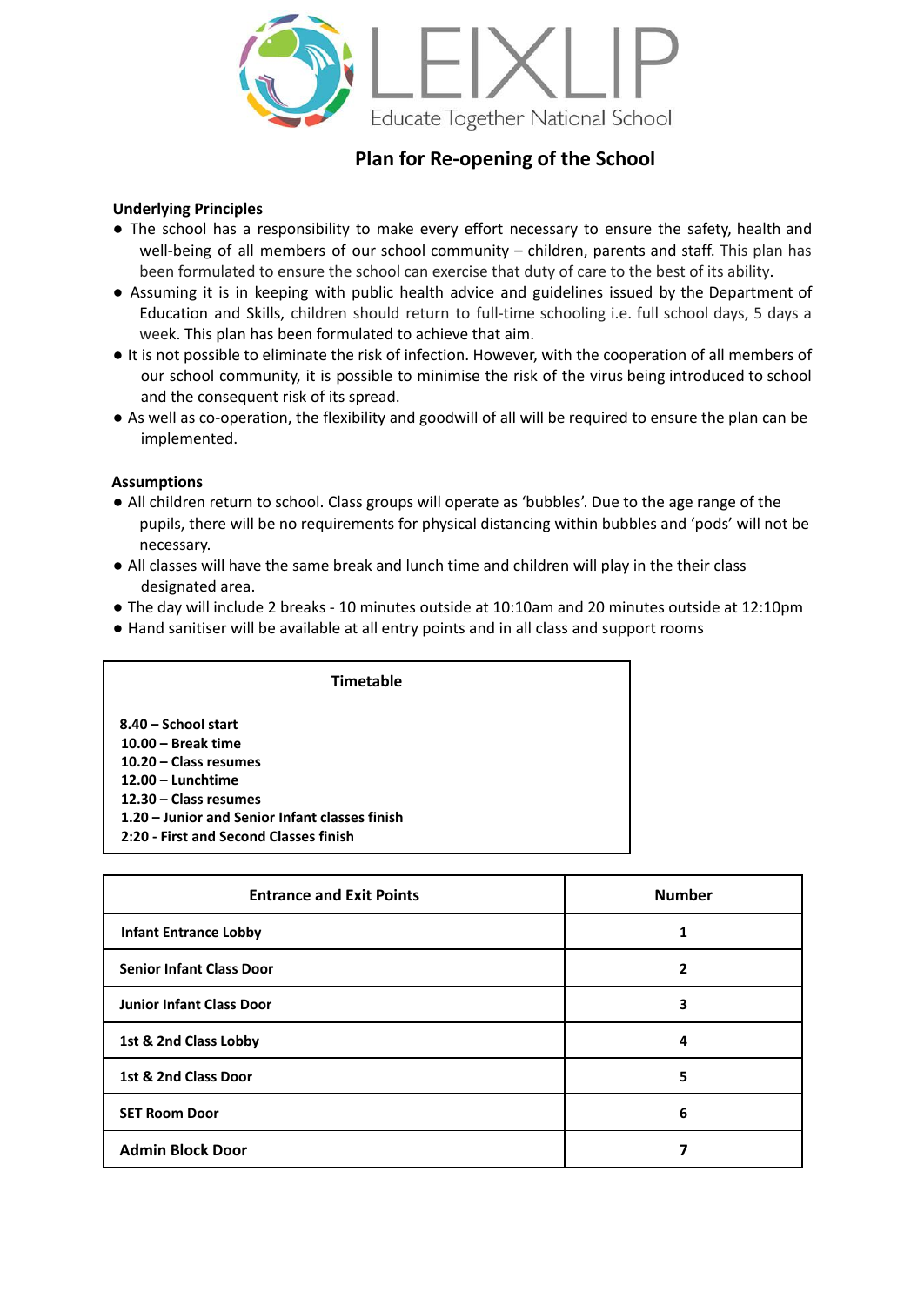# LEIXLIP

Educate Together National School

## Plan for Re-opening of the School

**Underlying Principles**

- The school has a responsibility to make every effort necessary to ensure the safety, health and well-being of all members of our school community – children, parents and staff. This plan has been formulated to ensure the school can exercise that duty of care to the best of its ability.
- Assuming it is in keeping with public health advice and guidelines issued by the Department of Education and Skills, children should return to full-time schooling i.e. full school days, 5 days a week. This plan has been formulated to achieve that aim.
- It is not possible to eliminate the risk of infection. However, with the cooperation of all members of our school community, it is possible to minimise the risk of the virus being introduced to school and the consequent risk of its spread.
- As well as co-operation, the flexibility and goodwill of all will be required to ensure the plan can be implemented.

**Assumptions**

- All children return to school. Class groups will operate as 'bubbles'. Due to the age range of the pupils, there will be no requirements for physical distancing within bubbles and 'pods' will not be necessary.
- All classes will have the same break and lunch time and children will play in the their class designated area.
- The day will include 2 breaks - 10 minutes outside at 10:10am and 20 minutes outside at 12:10pm
- Hand sanitiser will be available at all entry points and in all class and support rooms

| Timetable |
|---|
| **8.40 – School start**<br>**10.00 – Break time**<br>**10.20 – Class resumes**<br>**12.00 – Lunchtime**<br>**12.30 – Class resumes**<br>**1.20 – Junior and Senior Infant classes finish**<br>**2:20 - First and Second Classes finish** |

| Entrance and Exit Points | Number |
|---|---|
| **Infant Entrance Lobby** | **1** |
| **Senior Infant Class Door** | **2** |
| **Junior Infant Class Door** | **3** |
| **1st & 2nd Class Lobby** | **4** |
| **1st & 2nd Class Door** | **5** |
| **SET Room Door** | **6** |
| **Admin Block Door** | **7** |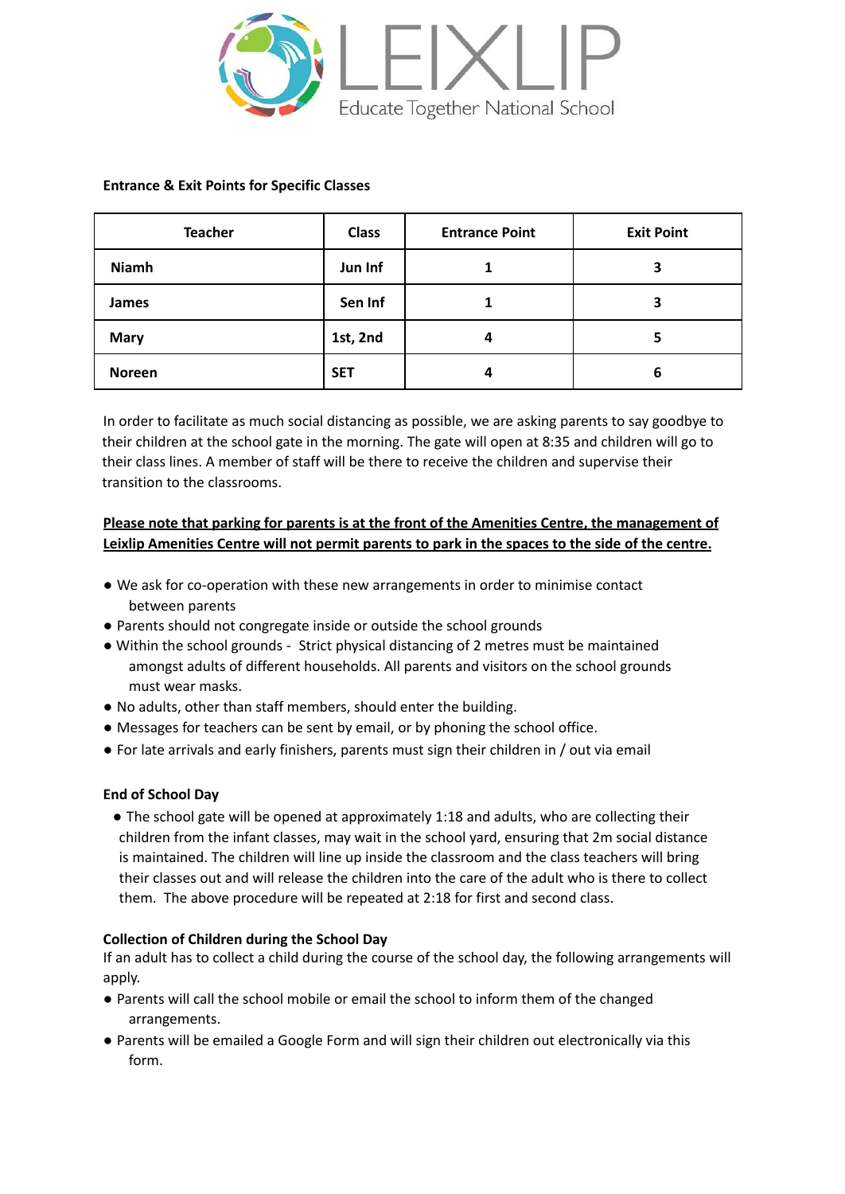**Entrance & Exit Points for Specific Classes**

| Teacher | Class | Entrance Point | Exit Point |
|---|---|---|---|
| **Niamh** | **Jun Inf** | **1** | **3** |
| **James** | **Sen Inf** | **1** | **3** |
| **Mary** | **1st, 2nd** | **4** | **5** |
| **Noreen** | **SET** | **4** | **6** |

In order to facilitate as much social distancing as possible, we are asking parents to say goodbye to their children at the school gate in the morning. The gate will open at 8:35 and children will go to their class lines. A member of staff will be there to receive the children and supervise their transition to the classrooms.

**<u>Please note that parking for parents is at the front of the Amenities Centre, the management of Leixlip Amenities Centre will not permit parents to park in the spaces to the side of the centre.</u>**

- We ask for co-operation with these new arrangements in order to minimise contact between parents
- Parents should not congregate inside or outside the school grounds
- Within the school grounds - Strict physical distancing of 2 metres must be maintained amongst adults of different households. All parents and visitors on the school grounds must wear masks.
- No adults, other than staff members, should enter the building.
- Messages for teachers can be sent by email, or by phoning the school office.
- For late arrivals and early finishers, parents must sign their children in / out via email

**End of School Day**

- The school gate will be opened at approximately 1:18 and adults, who are collecting their children from the infant classes, may wait in the school yard, ensuring that 2m social distance is maintained. The children will line up inside the classroom and the class teachers will bring their classes out and will release the children into the care of the adult who is there to collect them. The above procedure will be repeated at 2:18 for first and second class.

**Collection of Children during the School Day**

If an adult has to collect a child during the course of the school day, the following arrangements will apply.

- Parents will call the school mobile or email the school to inform them of the changed arrangements.
- Parents will be emailed a Google Form and will sign their children out electronically via this form.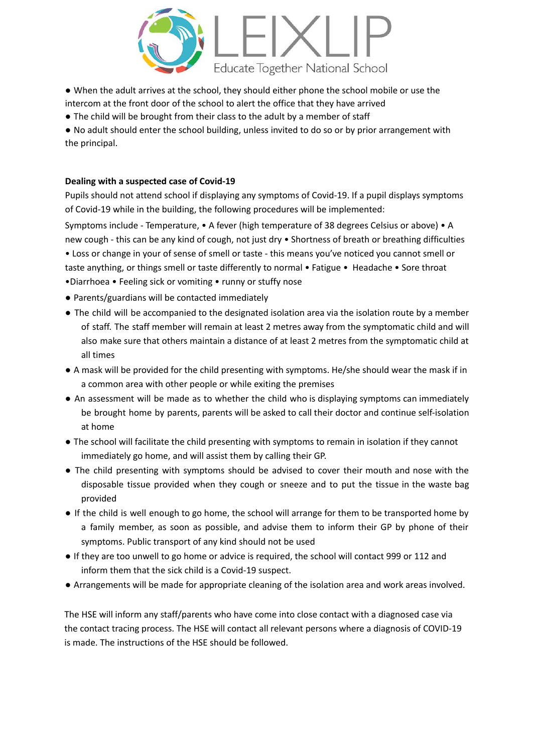- When the adult arrives at the school, they should either phone the school mobile or use the intercom at the front door of the school to alert the office that they have arrived
- The child will be brought from their class to the adult by a member of staff
- No adult should enter the school building, unless invited to do so or by prior arrangement with the principal.

**Dealing with a suspected case of Covid-19**

Pupils should not attend school if displaying any symptoms of Covid-19. If a pupil displays symptoms of Covid-19 while in the building, the following procedures will be implemented:

Symptoms include - Temperature, • A fever (high temperature of 38 degrees Celsius or above) • A new cough - this can be any kind of cough, not just dry • Shortness of breath or breathing difficulties • Loss or change in your of sense of smell or taste - this means you've noticed you cannot smell or taste anything, or things smell or taste differently to normal • Fatigue • Headache • Sore throat •Diarrhoea • Feeling sick or vomiting • runny or stuffy nose

- Parents/guardians will be contacted immediately
- The child will be accompanied to the designated isolation area via the isolation route by a member of staff. The staff member will remain at least 2 metres away from the symptomatic child and will also make sure that others maintain a distance of at least 2 metres from the symptomatic child at all times
- A mask will be provided for the child presenting with symptoms. He/she should wear the mask if in a common area with other people or while exiting the premises
- An assessment will be made as to whether the child who is displaying symptoms can immediately be brought home by parents, parents will be asked to call their doctor and continue self-isolation at home
- The school will facilitate the child presenting with symptoms to remain in isolation if they cannot immediately go home, and will assist them by calling their GP.
- The child presenting with symptoms should be advised to cover their mouth and nose with the disposable tissue provided when they cough or sneeze and to put the tissue in the waste bag provided
- If the child is well enough to go home, the school will arrange for them to be transported home by a family member, as soon as possible, and advise them to inform their GP by phone of their symptoms. Public transport of any kind should not be used
- If they are too unwell to go home or advice is required, the school will contact 999 or 112 and inform them that the sick child is a Covid-19 suspect.
- Arrangements will be made for appropriate cleaning of the isolation area and work areas involved.

The HSE will inform any staff/parents who have come into close contact with a diagnosed case via the contact tracing process. The HSE will contact all relevant persons where a diagnosis of COVID-19 is made. The instructions of the HSE should be followed.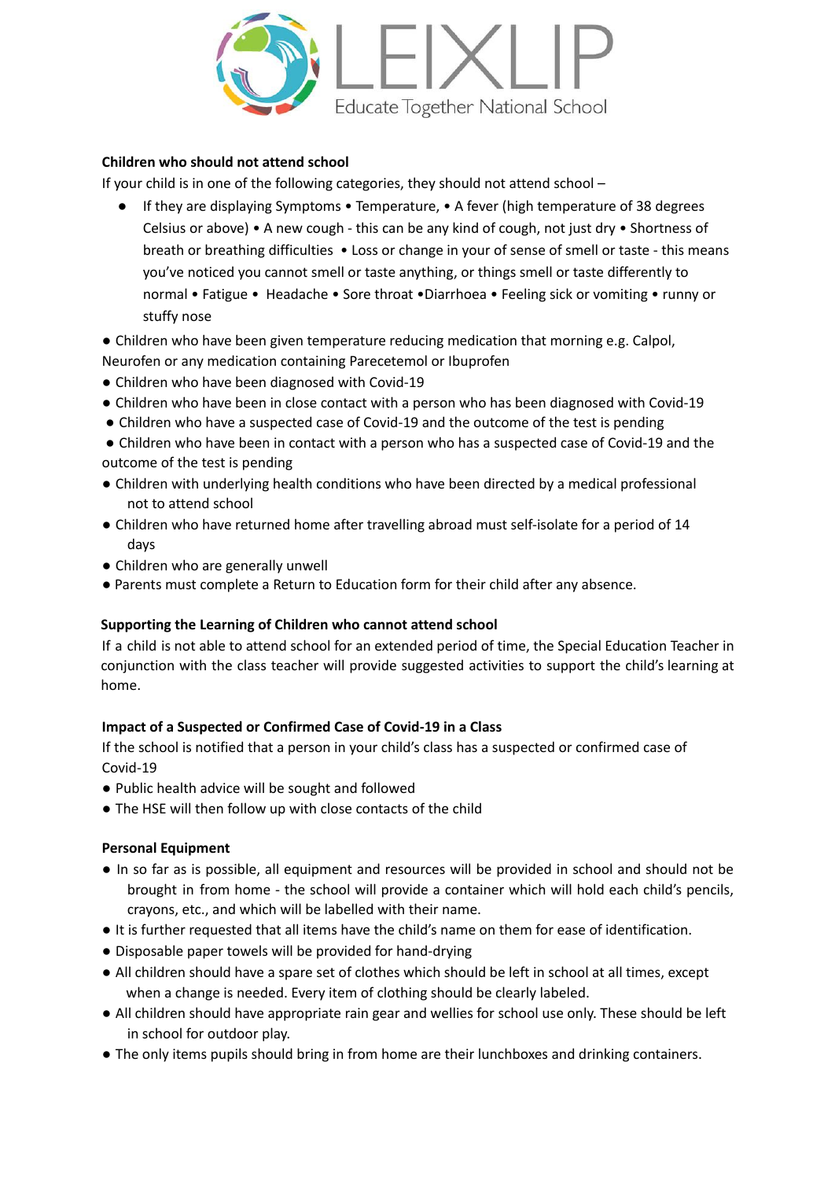LEIXLIP

Educate Together National School

**Children who should not attend school**

If your child is in one of the following categories, they should not attend school –

- If they are displaying Symptoms • Temperature, • A fever (high temperature of 38 degrees Celsius or above) • A new cough - this can be any kind of cough, not just dry • Shortness of breath or breathing difficulties • Loss or change in your of sense of smell or taste - this means you've noticed you cannot smell or taste anything, or things smell or taste differently to normal • Fatigue • Headache • Sore throat •Diarrhoea • Feeling sick or vomiting • runny or stuffy nose

- Children who have been given temperature reducing medication that morning e.g. Calpol, Neurofen or any medication containing Parecetemol or Ibuprofen
- Children who have been diagnosed with Covid-19
- Children who have been in close contact with a person who has been diagnosed with Covid-19
- Children who have a suspected case of Covid-19 and the outcome of the test is pending
- Children who have been in contact with a person who has a suspected case of Covid-19 and the outcome of the test is pending
- Children with underlying health conditions who have been directed by a medical professional not to attend school
- Children who have returned home after travelling abroad must self-isolate for a period of 14 days
- Children who are generally unwell
- Parents must complete a Return to Education form for their child after any absence.

**Supporting the Learning of Children who cannot attend school**

If a child is not able to attend school for an extended period of time, the Special Education Teacher in conjunction with the class teacher will provide suggested activities to support the child's learning at home.

**Impact of a Suspected or Confirmed Case of Covid-19 in a Class**

If the school is notified that a person in your child's class has a suspected or confirmed case of Covid-19

- Public health advice will be sought and followed
- The HSE will then follow up with close contacts of the child

**Personal Equipment**

- In so far as is possible, all equipment and resources will be provided in school and should not be brought in from home - the school will provide a container which will hold each child's pencils, crayons, etc., and which will be labelled with their name.
- It is further requested that all items have the child's name on them for ease of identification.
- Disposable paper towels will be provided for hand-drying
- All children should have a spare set of clothes which should be left in school at all times, except when a change is needed. Every item of clothing should be clearly labeled.
- All children should have appropriate rain gear and wellies for school use only. These should be left in school for outdoor play.
- The only items pupils should bring in from home are their lunchboxes and drinking containers.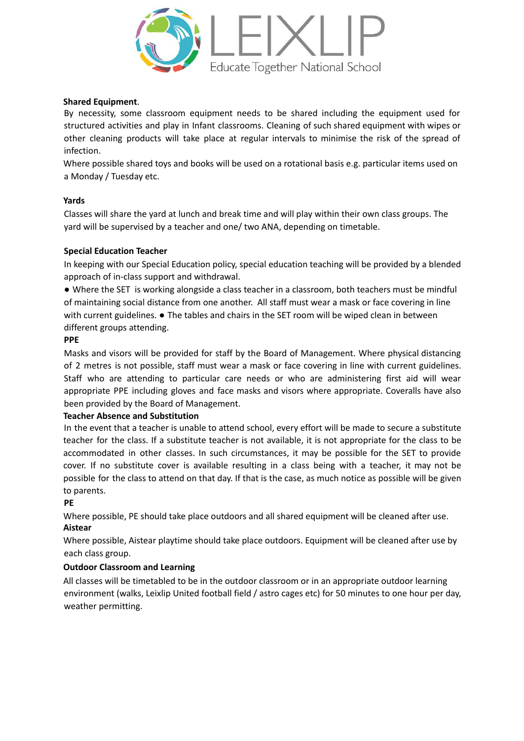**Shared Equipment**.

By necessity, some classroom equipment needs to be shared including the equipment used for structured activities and play in Infant classrooms. Cleaning of such shared equipment with wipes or other cleaning products will take place at regular intervals to minimise the risk of the spread of infection.

Where possible shared toys and books will be used on a rotational basis e.g. particular items used on a Monday / Tuesday etc.

**Yards**

Classes will share the yard at lunch and break time and will play within their own class groups. The yard will be supervised by a teacher and one/ two ANA, depending on timetable.

**Special Education Teacher**

In keeping with our Special Education policy, special education teaching will be provided by a blended approach of in-class support and withdrawal.

● Where the SET is working alongside a class teacher in a classroom, both teachers must be mindful of maintaining social distance from one another. All staff must wear a mask or face covering in line with current guidelines. ● The tables and chairs in the SET room will be wiped clean in between different groups attending.

**PPE**

Masks and visors will be provided for staff by the Board of Management. Where physical distancing of 2 metres is not possible, staff must wear a mask or face covering in line with current guidelines. Staff who are attending to particular care needs or who are administering first aid will wear appropriate PPE including gloves and face masks and visors where appropriate. Coveralls have also been provided by the Board of Management.

**Teacher Absence and Substitution**

In the event that a teacher is unable to attend school, every effort will be made to secure a substitute teacher for the class. If a substitute teacher is not available, it is not appropriate for the class to be accommodated in other classes. In such circumstances, it may be possible for the SET to provide cover. If no substitute cover is available resulting in a class being with a teacher, it may not be possible for the class to attend on that day. If that is the case, as much notice as possible will be given to parents.

**PE**

Where possible, PE should take place outdoors and all shared equipment will be cleaned after use.

**Aistear**

Where possible, Aistear playtime should take place outdoors. Equipment will be cleaned after use by each class group.

**Outdoor Classroom and Learning**

All classes will be timetabled to be in the outdoor classroom or in an appropriate outdoor learning environment (walks, Leixlip United football field / astro cages etc) for 50 minutes to one hour per day, weather permitting.